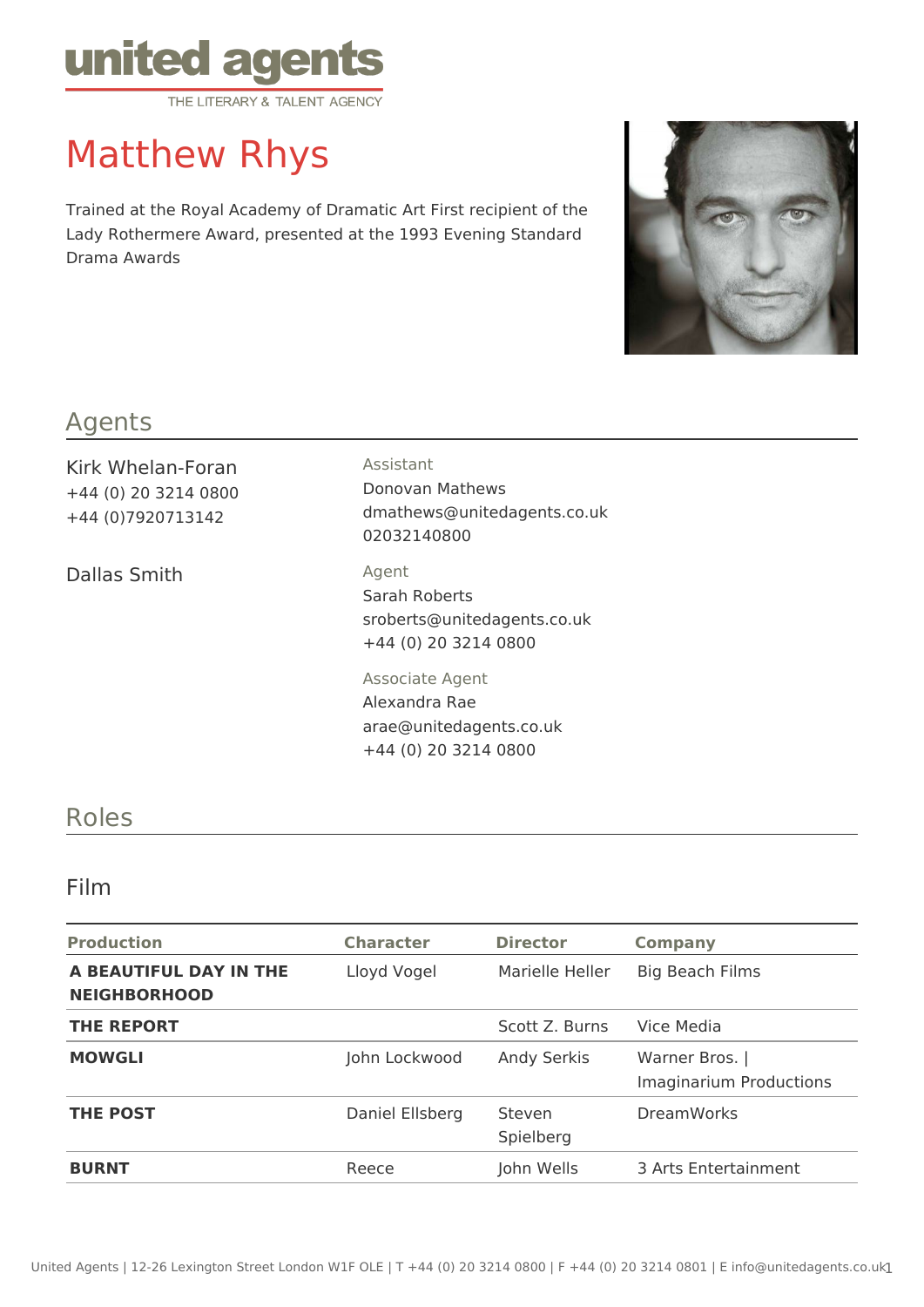united agents
THE LITERARY & TALENT AGENCY

# Matthew Rhys

Trained at the Royal Academy of Dramatic Art First recipient of the Lady Rothermere Award, presented at the 1993 Evening Standard Drama Awards

## Agents

Kirk Whelan-Foran
+44 (0) 20 3214 0800
+44 (0)7920713142

Assistant
Donovan Mathews
dmathews@unitedagents.co.uk
02032140800

Dallas Smith

Agent
Sarah Roberts
sroberts@unitedagents.co.uk
+44 (0) 20 3214 0800

Associate Agent
Alexandra Rae
arae@unitedagents.co.uk
+44 (0) 20 3214 0800

## Roles

### Film

| Production | Character | Director | Company |
|---|---|---|---|
| **A BEAUTIFUL DAY IN THE NEIGHBORHOOD** | Lloyd Vogel | Marielle Heller | Big Beach Films |
| **THE REPORT** | | Scott Z. Burns | Vice Media |
| **MOWGLI** | John Lockwood | Andy Serkis | Warner Bros. \| Imaginarium Productions |
| **THE POST** | Daniel Ellsberg | Steven Spielberg | DreamWorks |
| **BURNT** | Reece | John Wells | 3 Arts Entertainment |

United Agents | 12-26 Lexington Street London W1F OLE | T +44 (0) 20 3214 0800 | F +44 (0) 20 3214 0801 | E info@unitedagents.co.uk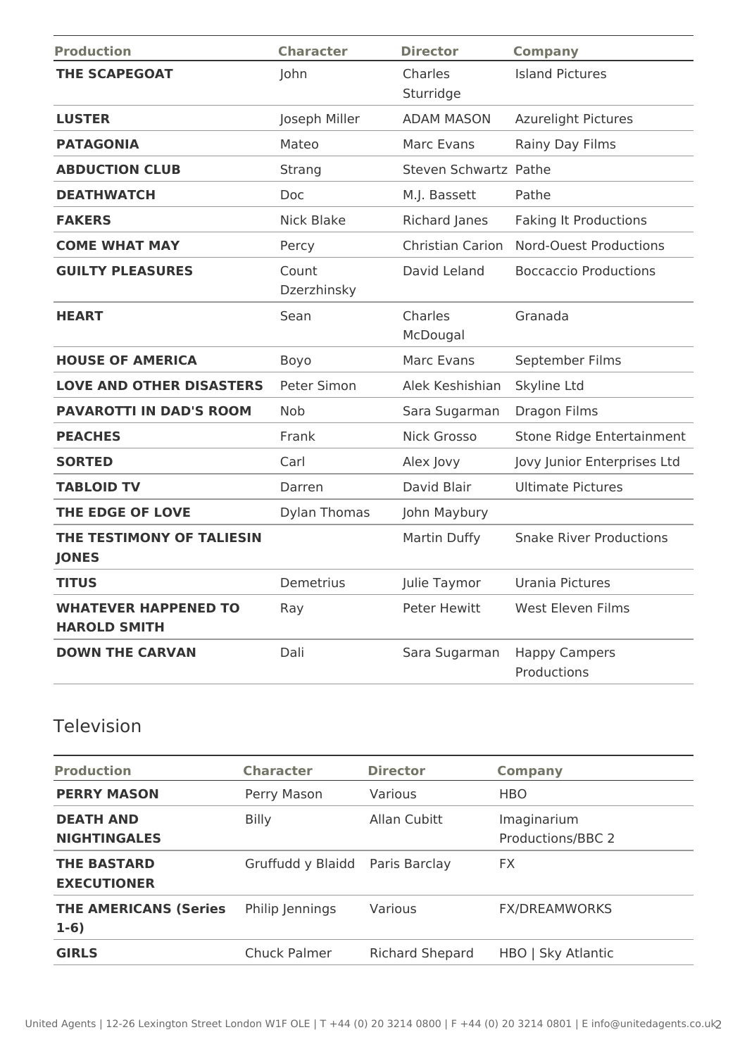| Production | Character | Director | Company |
|---|---|---|---|
| **THE SCAPEGOAT** | John | Charles Sturridge | Island Pictures |
| **LUSTER** | Joseph Miller | ADAM MASON | Azurelight Pictures |
| **PATAGONIA** | Mateo | Marc Evans | Rainy Day Films |
| **ABDUCTION CLUB** | Strang | Steven Schwartz | Pathe |
| **DEATHWATCH** | Doc | M.J. Bassett | Pathe |
| **FAKERS** | Nick Blake | Richard Janes | Faking It Productions |
| **COME WHAT MAY** | Percy | Christian Carion | Nord-Ouest Productions |
| **GUILTY PLEASURES** | Count Dzerzhinsky | David Leland | Boccaccio Productions |
| **HEART** | Sean | Charles McDougal | Granada |
| **HOUSE OF AMERICA** | Boyo | Marc Evans | September Films |
| **LOVE AND OTHER DISASTERS** | Peter Simon | Alek Keshishian | Skyline Ltd |
| **PAVAROTTI IN DAD'S ROOM** | Nob | Sara Sugarman | Dragon Films |
| **PEACHES** | Frank | Nick Grosso | Stone Ridge Entertainment |
| **SORTED** | Carl | Alex Jovy | Jovy Junior Enterprises Ltd |
| **TABLOID TV** | Darren | David Blair | Ultimate Pictures |
| **THE EDGE OF LOVE** | Dylan Thomas | John Maybury | |
| **THE TESTIMONY OF TALIESIN JONES** | | Martin Duffy | Snake River Productions |
| **TITUS** | Demetrius | Julie Taymor | Urania Pictures |
| **WHATEVER HAPPENED TO HAROLD SMITH** | Ray | Peter Hewitt | West Eleven Films |
| **DOWN THE CARVAN** | Dali | Sara Sugarman | Happy Campers Productions |

## Television

| Production | Character | Director | Company |
|---|---|---|---|
| **PERRY MASON** | Perry Mason | Various | HBO |
| **DEATH AND NIGHTINGALES** | Billy | Allan Cubitt | Imaginarium Productions/BBC 2 |
| **THE BASTARD EXECUTIONER** | Gruffudd y Blaidd | Paris Barclay | FX |
| **THE AMERICANS (Series 1-6)** | Philip Jennings | Various | FX/DREAMWORKS |
| **GIRLS** | Chuck Palmer | Richard Shepard | HBO \| Sky Atlantic |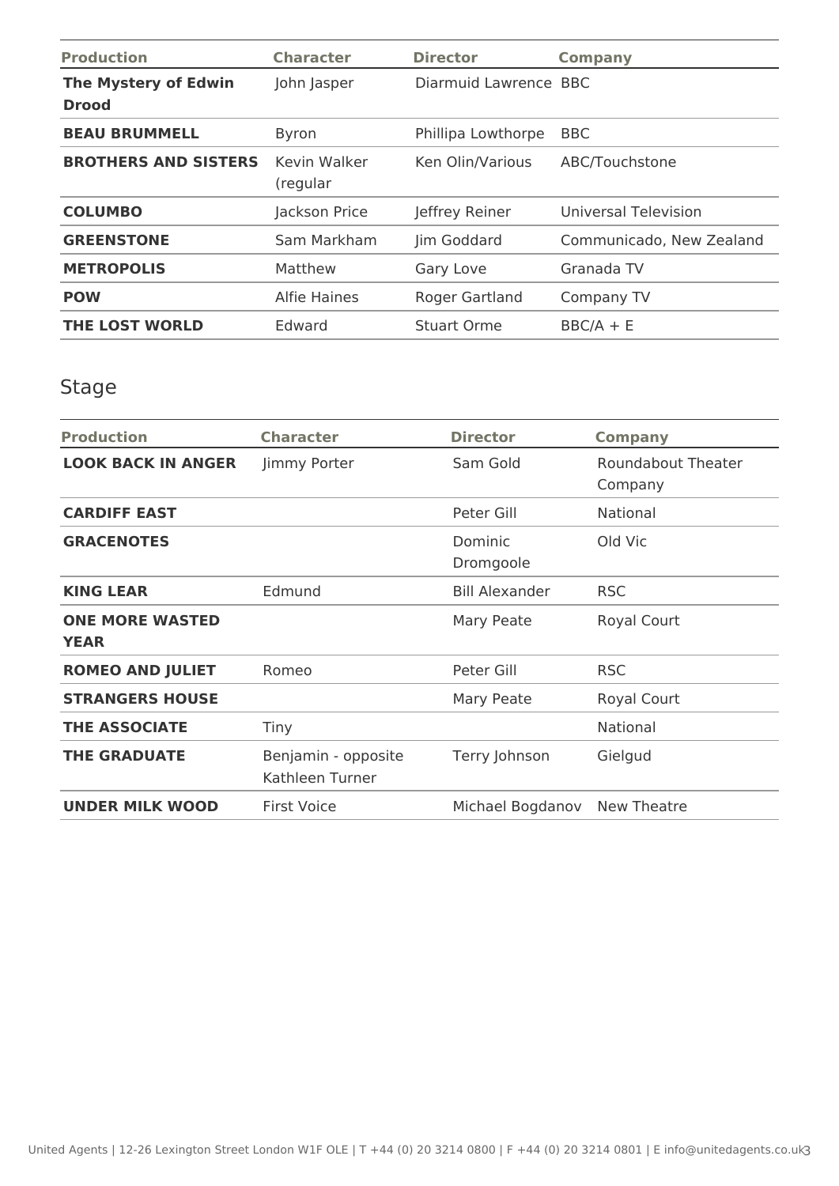| Production | Character | Director | Company |
|---|---|---|---|
| **The Mystery of Edwin Drood** | John Jasper | Diarmuid Lawrence | BBC |
| **BEAU BRUMMELL** | Byron | Phillipa Lowthorpe | BBC |
| **BROTHERS AND SISTERS** | Kevin Walker (regular | Ken Olin/Various | ABC/Touchstone |
| **COLUMBO** | Jackson Price | Jeffrey Reiner | Universal Television |
| **GREENSTONE** | Sam Markham | Jim Goddard | Communicado, New Zealand |
| **METROPOLIS** | Matthew | Gary Love | Granada TV |
| **POW** | Alfie Haines | Roger Gartland | Company TV |
| **THE LOST WORLD** | Edward | Stuart Orme | BBC/A + E |

## Stage

| Production | Character | Director | Company |
|---|---|---|---|
| **LOOK BACK IN ANGER** | Jimmy Porter | Sam Gold | Roundabout Theater Company |
| **CARDIFF EAST** | | Peter Gill | National |
| **GRACENOTES** | | Dominic Dromgoole | Old Vic |
| **KING LEAR** | Edmund | Bill Alexander | RSC |
| **ONE MORE WASTED YEAR** | | Mary Peate | Royal Court |
| **ROMEO AND JULIET** | Romeo | Peter Gill | RSC |
| **STRANGERS HOUSE** | | Mary Peate | Royal Court |
| **THE ASSOCIATE** | Tiny | | National |
| **THE GRADUATE** | Benjamin - opposite Kathleen Turner | Terry Johnson | Gielgud |
| **UNDER MILK WOOD** | First Voice | Michael Bogdanov | New Theatre |